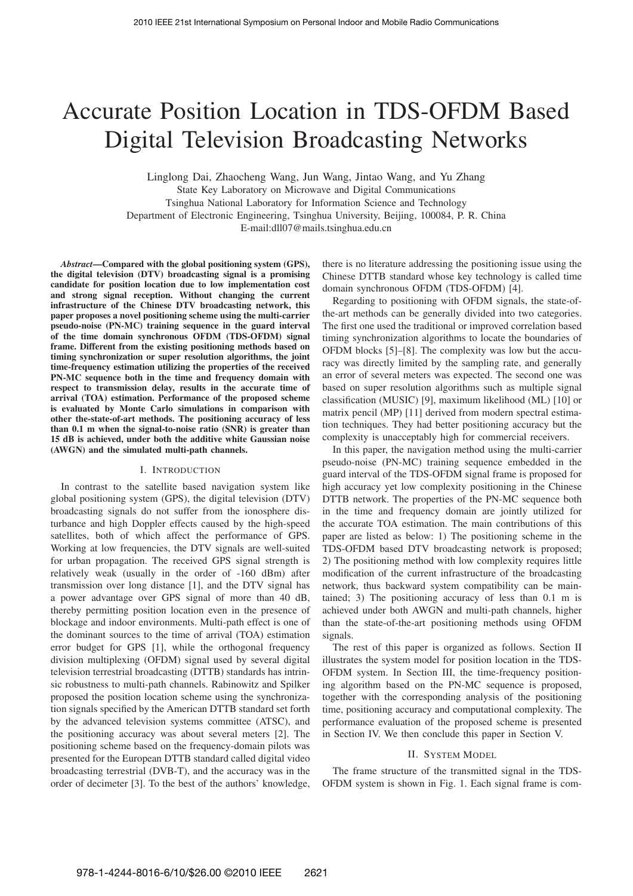# Accurate Position Location in TDS-OFDM Based Digital Television Broadcasting Networks

Linglong Dai, Zhaocheng Wang, Jun Wang, Jintao Wang, and Yu Zhang

State Key Laboratory on Microwave and Digital Communications
Tsinghua National Laboratory for Information Science and Technology
Department of Electronic Engineering, Tsinghua University, Beijing, 100084, P. R. China
E-mail:dll07@mails.tsinghua.edu.cn

***Abstract*—Compared with the global positioning system (GPS), the digital television (DTV) broadcasting signal is a promising candidate for position location due to low implementation cost and strong signal reception. Without changing the current infrastructure of the Chinese DTV broadcasting network, this paper proposes a novel positioning scheme using the multi-carrier pseudo-noise (PN-MC) training sequence in the guard interval of the time domain synchronous OFDM (TDS-OFDM) signal frame. Different from the existing positioning methods based on timing synchronization or super resolution algorithms, the joint time-frequency estimation utilizing the properties of the received PN-MC sequence both in the time and frequency domain with respect to transmission delay, results in the accurate time of arrival (TOA) estimation. Performance of the proposed scheme is evaluated by Monte Carlo simulations in comparison with other the-state-of-art methods. The positioning accuracy of less than 0.1 m when the signal-to-noise ratio (SNR) is greater than 15 dB is achieved, under both the additive white Gaussian noise (AWGN) and the simulated multi-path channels.**

## I. Introduction

In contrast to the satellite based navigation system like global positioning system (GPS), the digital television (DTV) broadcasting signals do not suffer from the ionosphere disturbance and high Doppler effects caused by the high-speed satellites, both of which affect the performance of GPS. Working at low frequencies, the DTV signals are well-suited for urban propagation. The received GPS signal strength is relatively weak (usually in the order of -160 dBm) after transmission over long distance [1], and the DTV signal has a power advantage over GPS signal of more than 40 dB, thereby permitting position location even in the presence of blockage and indoor environments. Multi-path effect is one of the dominant sources to the time of arrival (TOA) estimation error budget for GPS [1], while the orthogonal frequency division multiplexing (OFDM) signal used by several digital television terrestrial broadcasting (DTTB) standards has intrinsic robustness to multi-path channels. Rabinowitz and Spilker proposed the position location scheme using the synchronization signals specified by the American DTTB standard set forth by the advanced television systems committee (ATSC), and the positioning accuracy was about several meters [2]. The positioning scheme based on the frequency-domain pilots was presented for the European DTTB standard called digital video broadcasting terrestrial (DVB-T), and the accuracy was in the order of decimeter [3]. To the best of the authors' knowledge, there is no literature addressing the positioning issue using the Chinese DTTB standard whose key technology is called time domain synchronous OFDM (TDS-OFDM) [4].

Regarding to positioning with OFDM signals, the state-of-the-art methods can be generally divided into two categories. The first one used the traditional or improved correlation based timing synchronization algorithms to locate the boundaries of OFDM blocks [5]–[8]. The complexity was low but the accuracy was directly limited by the sampling rate, and generally an error of several meters was expected. The second one was based on super resolution algorithms such as multiple signal classification (MUSIC) [9], maximum likelihood (ML) [10] or matrix pencil (MP) [11] derived from modern spectral estimation techniques. They had better positioning accuracy but the complexity is unacceptably high for commercial receivers.

In this paper, the navigation method using the multi-carrier pseudo-noise (PN-MC) training sequence embedded in the guard interval of the TDS-OFDM signal frame is proposed for high accuracy yet low complexity positioning in the Chinese DTTB network. The properties of the PN-MC sequence both in the time and frequency domain are jointly utilized for the accurate TOA estimation. The main contributions of this paper are listed as below: 1) The positioning scheme in the TDS-OFDM based DTV broadcasting network is proposed; 2) The positioning method with low complexity requires little modification of the current infrastructure of the broadcasting network, thus backward system compatibility can be maintained; 3) The positioning accuracy of less than 0.1 m is achieved under both AWGN and multi-path channels, higher than the state-of-the-art positioning methods using OFDM signals.

The rest of this paper is organized as follows. Section II illustrates the system model for position location in the TDS-OFDM system. In Section III, the time-frequency positioning algorithm based on the PN-MC sequence is proposed, together with the corresponding analysis of the positioning time, positioning accuracy and computational complexity. The performance evaluation of the proposed scheme is presented in Section IV. We then conclude this paper in Section V.

## II. System Model

The frame structure of the transmitted signal in the TDS-OFDM system is shown in Fig. 1. Each signal frame is com-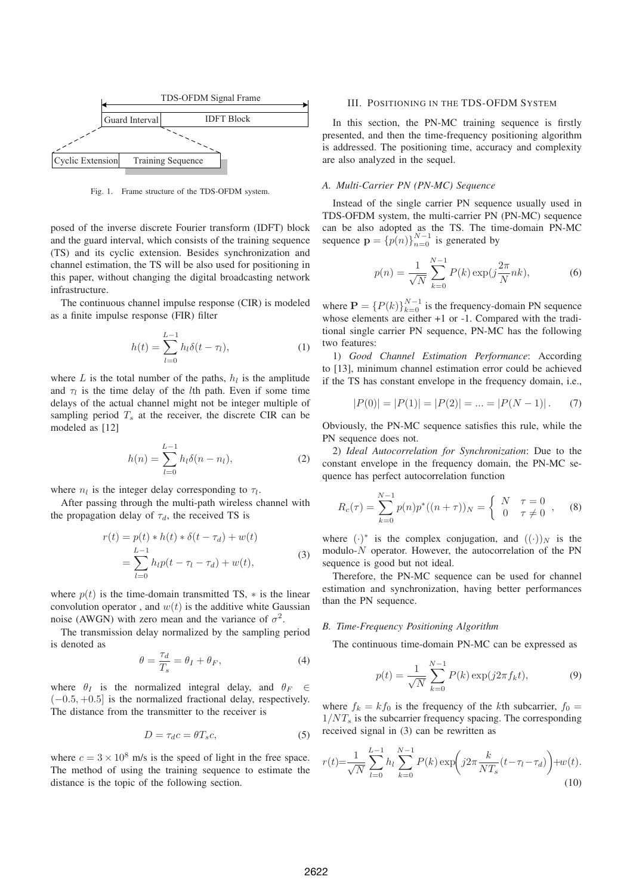TDS-OFDM Signal Frame

Guard Interval

IDFT Block

Cyclic Extension

Training Sequence

Fig. 1. Frame structure of the TDS-OFDM system.

posed of the inverse discrete Fourier transform (IDFT) block and the guard interval, which consists of the training sequence (TS) and its cyclic extension. Besides synchronization and channel estimation, the TS will be also used for positioning in this paper, without changing the digital broadcasting network infrastructure.

The continuous channel impulse response (CIR) is modeled as a finite impulse response (FIR) filter

$$h(t) = \sum_{l=0}^{L-1} h_l \delta(t - \tau_l), \tag{1}$$

where $L$ is the total number of the paths, $h_l$ is the amplitude and $\tau_l$ is the time delay of the $l$th path. Even if some time delays of the actual channel might not be integer multiple of sampling period $T_s$ at the receiver, the discrete CIR can be modeled as [12]

$$h(n) = \sum_{l=0}^{L-1} h_l \delta(n - n_l), \tag{2}$$

where $n_l$ is the integer delay corresponding to $\tau_l$.

After passing through the multi-path wireless channel with the propagation delay of $\tau_d$, the received TS is

$$\begin{aligned} r(t) &= p(t) * h(t) * \delta(t - \tau_d) + w(t) \\ &= \sum_{l=0}^{L-1} h_l p(t - \tau_l - \tau_d) + w(t), \end{aligned} \tag{3}$$

where $p(t)$ is the time-domain transmitted TS, $*$ is the linear convolution operator , and $w(t)$ is the additive white Gaussian noise (AWGN) with zero mean and the variance of $\sigma^2$.

The transmission delay normalized by the sampling period is denoted as

$$\theta = \frac{\tau_d}{T_s} = \theta_I + \theta_F, \tag{4}$$

where $\theta_I$ is the normalized integral delay, and $\theta_F \in (-0.5, +0.5]$ is the normalized fractional delay, respectively. The distance from the transmitter to the receiver is

$$D = \tau_d c = \theta T_s c, \tag{5}$$

where $c = 3 \times 10^8$ m/s is the speed of light in the free space. The method of using the training sequence to estimate the distance is the topic of the following section.

## III. Positioning in the TDS-OFDM System

In this section, the PN-MC training sequence is firstly presented, and then the time-frequency positioning algorithm is addressed. The positioning time, accuracy and complexity are also analyzed in the sequel.

### A. Multi-Carrier PN (PN-MC) Sequence

Instead of the single carrier PN sequence usually used in TDS-OFDM system, the multi-carrier PN (PN-MC) sequence can be also adopted as the TS. The time-domain PN-MC sequence $\mathbf{p} = \{p(n)\}_{n=0}^{N-1}$ is generated by

$$p(n) = \frac{1}{\sqrt{N}} \sum_{k=0}^{N-1} P(k) \exp(j\frac{2\pi}{N}nk), \tag{6}$$

where $\mathbf{P} = \{P(k)\}_{k=0}^{N-1}$ is the frequency-domain PN sequence whose elements are either +1 or -1. Compared with the traditional single carrier PN sequence, PN-MC has the following two features:

1) *Good Channel Estimation Performance*: According to [13], minimum channel estimation error could be achieved if the TS has constant envelope in the frequency domain, i.e.,

$$|P(0)| = |P(1)| = |P(2)| = ... = |P(N-1)|. \tag{7}$$

Obviously, the PN-MC sequence satisfies this rule, while the PN sequence does not.

2) *Ideal Autocorrelation for Synchronization*: Due to the constant envelope in the frequency domain, the PN-MC sequence has perfect autocorrelation function

$$R_c(\tau) = \sum_{k=0}^{N-1} p(n)p^*((n+\tau))_N = \begin{cases} N & \tau = 0 \\ 0 & \tau \neq 0 \end{cases}, \tag{8}$$

where $(\cdot)^*$ is the complex conjugation, and $((\cdot))_N$ is the modulo-$N$ operator. However, the autocorrelation of the PN sequence is good but not ideal.

Therefore, the PN-MC sequence can be used for channel estimation and synchronization, having better performances than the PN sequence.

### B. Time-Frequency Positioning Algorithm

The continuous time-domain PN-MC can be expressed as

$$p(t) = \frac{1}{\sqrt{N}} \sum_{k=0}^{N-1} P(k) \exp(j2\pi f_k t), \tag{9}$$

where $f_k = kf_0$ is the frequency of the $k$th subcarrier, $f_0 = 1/NT_s$ is the subcarrier frequency spacing. The corresponding received signal in (3) can be rewritten as

$$r(t) = \frac{1}{\sqrt{N}} \sum_{l=0}^{L-1} h_l \sum_{k=0}^{N-1} P(k) \exp\left(j2\pi \frac{k}{NT_s}(t - \tau_l - \tau_d)\right) + w(t). \tag{10}$$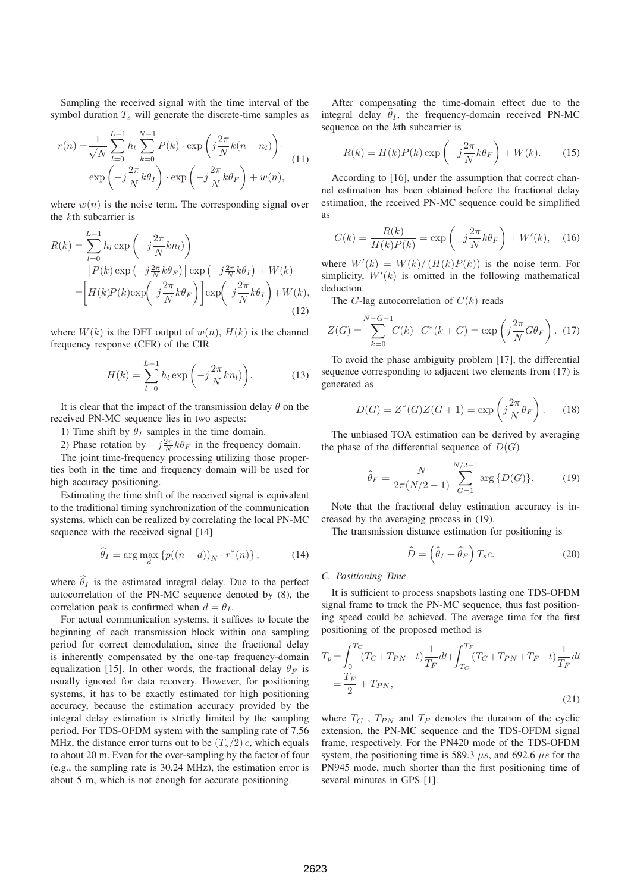Sampling the received signal with the time interval of the symbol duration $T_s$ will generate the discrete-time samples as

$$r(n) = \frac{1}{\sqrt{N}} \sum_{l=0}^{L-1} h_l \sum_{k=0}^{N-1} P(k) \cdot \exp\left(j\frac{2\pi}{N}k(n-n_l)\right) \cdot \exp\left(-j\frac{2\pi}{N}k\theta_I\right) \cdot \exp\left(-j\frac{2\pi}{N}k\theta_F\right) + w(n), \tag{11}$$

where $w(n)$ is the noise term. The corresponding signal over the $k$th subcarrier is

$$\begin{aligned} R(k) &= \sum_{l=0}^{L-1} h_l \exp\left(-j\frac{2\pi}{N}kn_l\right) \\ &\quad \left[P(k)\exp\left(-j\tfrac{2\pi}{N}k\theta_F\right)\right]\exp\left(-j\tfrac{2\pi}{N}k\theta_I\right) + W(k) \\ &= \left[H(k)P(k)\exp\left(-j\frac{2\pi}{N}k\theta_F\right)\right]\exp\left(-j\frac{2\pi}{N}k\theta_I\right) + W(k), \end{aligned} \tag{12}$$

where $W(k)$ is the DFT output of $w(n)$, $H(k)$ is the channel frequency response (CFR) of the CIR

$$H(k) = \sum_{l=0}^{L-1} h_l \exp\left(-j\frac{2\pi}{N}kn_l\right). \tag{13}$$

It is clear that the impact of the transmission delay $\theta$ on the received PN-MC sequence lies in two aspects:

1) Time shift by $\theta_I$ samples in the time domain.

2) Phase rotation by $-j\frac{2\pi}{N}k\theta_F$ in the frequency domain.

The joint time-frequency processing utilizing those properties both in the time and frequency domain will be used for high accuracy positioning.

Estimating the time shift of the received signal is equivalent to the traditional timing synchronization of the communication systems, which can be realized by correlating the local PN-MC sequence with the received signal [14]

$$\widehat{\theta}_I = \arg\max_d \left\{p((n-d))_N \cdot r^*(n)\right\}, \tag{14}$$

where $\widehat{\theta}_I$ is the estimated integral delay. Due to the perfect autocorrelation of the PN-MC sequence denoted by (8), the correlation peak is confirmed when $d = \theta_I$.

For actual communication systems, it suffices to locate the beginning of each transmission block within one sampling period for correct demodulation, since the fractional delay is inherently compensated by the one-tap frequency-domain equalization [15]. In other words, the fractional delay $\theta_F$ is usually ignored for data recovery. However, for positioning systems, it has to be exactly estimated for high positioning accuracy, because the estimation accuracy provided by the integral delay estimation is strictly limited by the sampling period. For TDS-OFDM system with the sampling rate of 7.56 MHz, the distance error turns out to be $(T_s/2)\,c$, which equals to about 20 m. Even for the over-sampling by the factor of four (e.g., the sampling rate is 30.24 MHz), the estimation error is about 5 m, which is not enough for accurate positioning.

After compensating the time-domain effect due to the integral delay $\widehat{\theta}_I$, the frequency-domain received PN-MC sequence on the $k$th subcarrier is

$$R(k) = H(k)P(k)\exp\left(-j\frac{2\pi}{N}k\theta_F\right) + W(k). \tag{15}$$

According to [16], under the assumption that correct channel estimation has been obtained before the fractional delay estimation, the received PN-MC sequence could be simplified as

$$C(k) = \frac{R(k)}{H(k)P(k)} = \exp\left(-j\frac{2\pi}{N}k\theta_F\right) + W'(k), \tag{16}$$

where $W'(k) = W(k)/\left(H(k)P(k)\right)$ is the noise term. For simplicity, $W'(k)$ is omitted in the following mathematical deduction.

The $G$-lag autocorrelation of $C(k)$ reads

$$Z(G) = \sum_{k=0}^{N-G-1} C(k) \cdot C^*(k+G) = \exp\left(j\frac{2\pi}{N}G\theta_F\right). \tag{17}$$

To avoid the phase ambiguity problem [17], the differential sequence corresponding to adjacent two elements from (17) is generated as

$$D(G) = Z^*(G)Z(G+1) = \exp\left(j\frac{2\pi}{N}\theta_F\right). \tag{18}$$

The unbiased TOA estimation can be derived by averaging the phase of the differential sequence of $D(G)$

$$\widehat{\theta}_F = \frac{N}{2\pi(N/2-1)} \sum_{G=1}^{N/2-1} \arg\{D(G)\}. \tag{19}$$

Note that the fractional delay estimation accuracy is increased by the averaging process in (19).

The transmission distance estimation for positioning is

$$\widehat{D} = \left(\widehat{\theta}_I + \widehat{\theta}_F\right) T_s c. \tag{20}$$

### C. Positioning Time

It is sufficient to process snapshots lasting one TDS-OFDM signal frame to track the PN-MC sequence, thus fast positioning speed could be achieved. The average time for the first positioning of the proposed method is

$$\begin{aligned} T_p &= \int_0^{T_C} (T_C + T_{PN} - t)\frac{1}{T_F}dt + \int_{T_C}^{T_F} (T_C + T_{PN} + T_F - t)\frac{1}{T_F}dt \\ &= \frac{T_F}{2} + T_{PN}, \end{aligned} \tag{21}$$

where $T_C$ , $T_{PN}$ and $T_F$ denotes the duration of the cyclic extension, the PN-MC sequence and the TDS-OFDM signal frame, respectively. For the PN420 mode of the TDS-OFDM system, the positioning time is 589.3 $\mu s$, and 692.6 $\mu s$ for the PN945 mode, much shorter than the first positioning time of several minutes in GPS [1].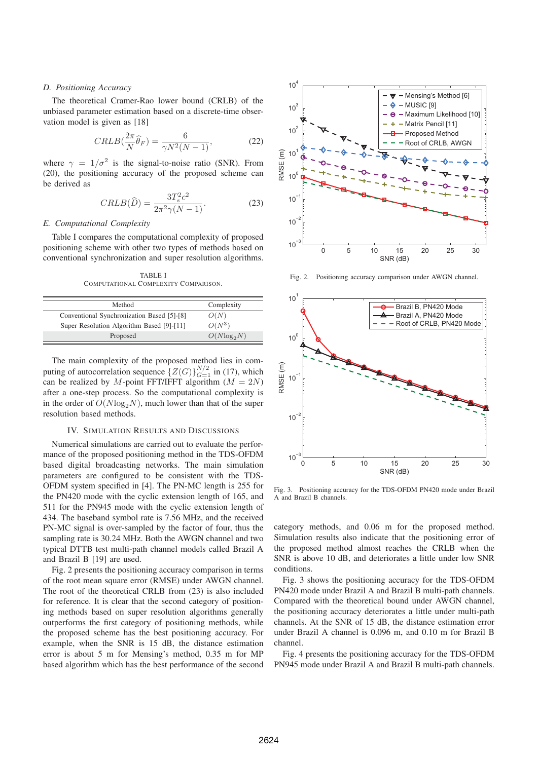### D. Positioning Accuracy

The theoretical Cramer-Rao lower bound (CRLB) of the unbiased parameter estimation based on a discrete-time observation model is given as [18]

$$CRLB(\frac{2\pi}{N}\widehat{\theta}_F) = \frac{6}{\gamma N^2(N-1)}, \tag{22}$$

where $\gamma = 1/\sigma^2$ is the signal-to-noise ratio (SNR). From (20), the positioning accuracy of the proposed scheme can be derived as

$$CRLB(\widehat{D}) = \frac{3T_s^2c^2}{2\pi^2\gamma(N-1)}. \tag{23}$$

### E. Computational Complexity

Table I compares the computational complexity of proposed positioning scheme with other two types of methods based on conventional synchronization and super resolution algorithms.

TABLE I
COMPUTATIONAL COMPLEXITY COMPARISON.

| Method | Complexity |
|---|---|
| Conventional Synchronization Based [5]-[8] | $O(N)$ |
| Super Resolution Algorithm Based [9]-[11] | $O(N^3)$ |
| Proposed | $O(N\log_2 N)$ |

The main complexity of the proposed method lies in computing of autocorrelation sequence $\{Z(G)\}_{G=1}^{N/2}$ in (17), which can be realized by $M$-point FFT/IFFT algorithm ($M = 2N$) after a one-step process. So the computational complexity is in the order of $O(N\log_2 N)$, much lower than that of the super resolution based methods.

## IV. Simulation Results and Discussions

Numerical simulations are carried out to evaluate the performance of the proposed positioning method in the TDS-OFDM based digital broadcasting networks. The main simulation parameters are configured to be consistent with the TDS-OFDM system specified in [4]. The PN-MC length is 255 for the PN420 mode with the cyclic extension length of 165, and 511 for the PN945 mode with the cyclic extension length of 434. The baseband symbol rate is 7.56 MHz, and the received PN-MC signal is over-sampled by the factor of four, thus the sampling rate is 30.24 MHz. Both the AWGN channel and two typical DTTB test multi-path channel models called Brazil A and Brazil B [19] are used.

Fig. 2 presents the positioning accuracy comparison in terms of the root mean square error (RMSE) under AWGN channel. The root of the theoretical CRLB from (23) is also included for reference. It is clear that the second category of positioning methods based on super resolution algorithms generally outperforms the first category of positioning methods, while the proposed scheme has the best positioning accuracy. For example, when the SNR is 15 dB, the distance estimation error is about 5 m for Mensing's method, 0.35 m for MP based algorithm which has the best performance of the second category methods, and 0.06 m for the proposed method. Simulation results also indicate that the positioning error of the proposed method almost reaches the CRLB when the SNR is above 10 dB, and deteriorates a little under low SNR conditions.

Fig. 3 shows the positioning accuracy for the TDS-OFDM PN420 mode under Brazil A and Brazil B multi-path channels. Compared with the theoretical bound under AWGN channel, the positioning accuracy deteriorates a little under multi-path channels. At the SNR of 15 dB, the distance estimation error under Brazil A channel is 0.096 m, and 0.10 m for Brazil B channel.

Fig. 4 presents the positioning accuracy for the TDS-OFDM PN945 mode under Brazil A and Brazil B multi-path channels.

RMSE (m)
SNR (dB)
Mensing's Method [6]
MUSIC [9]
Maximum Likelihood [10]
Matrix Pencil [11]
Proposed Method
Root of CRLB, AWGN

Fig. 2. Positioning accuracy comparison under AWGN channel.

RMSE (m)
SNR (dB)
Brazil B, PN420 Mode
Brazil A, PN420 Mode
Root of CRLB, PN420 Mode

Fig. 3. Positioning accuracy for the TDS-OFDM PN420 mode under Brazil A and Brazil B channels.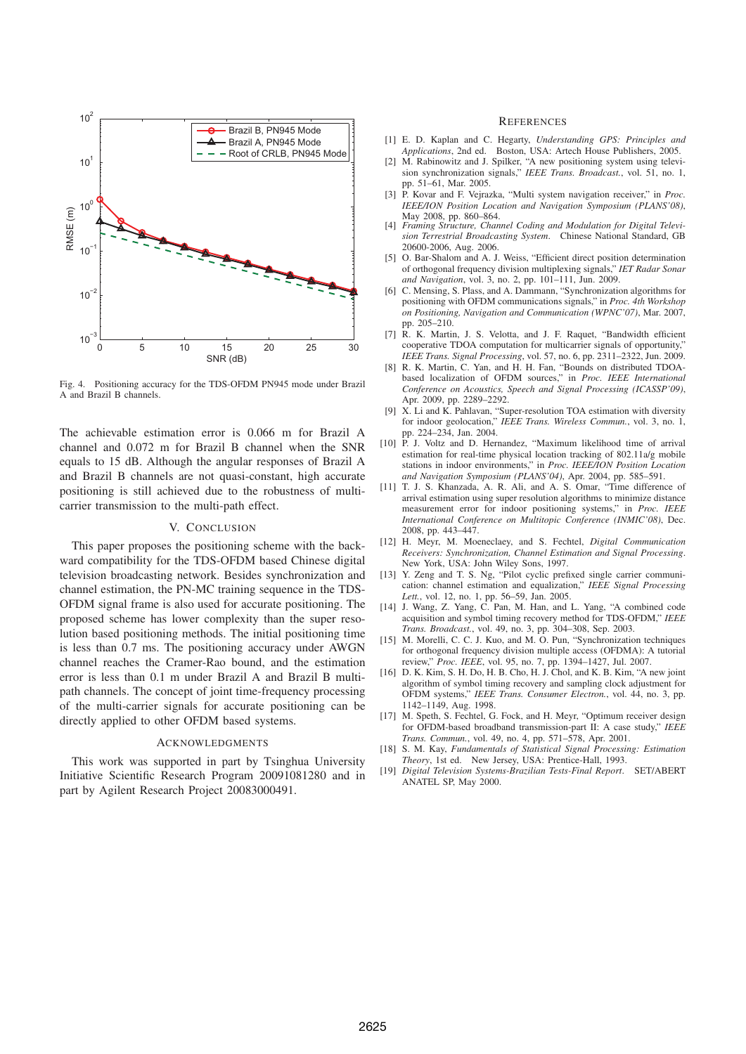$10^2$
$10^1$
$10^0$
$10^{-1}$
$10^{-2}$
$10^{-3}$
RMSE (m)
0
5
10
15
20
25
30
SNR (dB)
Brazil B, PN945 Mode
Brazil A, PN945 Mode
Root of CRLB, PN945 Mode

Fig. 4. Positioning accuracy for the TDS-OFDM PN945 mode under Brazil A and Brazil B channels.

The achievable estimation error is 0.066 m for Brazil A channel and 0.072 m for Brazil B channel when the SNR equals to 15 dB. Although the angular responses of Brazil A and Brazil B channels are not quasi-constant, high accurate positioning is still achieved due to the robustness of multi-carrier transmission to the multi-path effect.

## V. Conclusion

This paper proposes the positioning scheme with the backward compatibility for the TDS-OFDM based Chinese digital television broadcasting network. Besides synchronization and channel estimation, the PN-MC training sequence in the TDS-OFDM signal frame is also used for accurate positioning. The proposed scheme has lower complexity than the super resolution based positioning methods. The initial positioning time is less than 0.7 ms. The positioning accuracy under AWGN channel reaches the Cramer-Rao bound, and the estimation error is less than 0.1 m under Brazil A and Brazil B multi-path channels. The concept of joint time-frequency processing of the multi-carrier signals for accurate positioning can be directly applied to other OFDM based systems.

## Acknowledgments

This work was supported in part by Tsinghua University Initiative Scientific Research Program 20091081280 and in part by Agilent Research Project 20083000491.

## References

[1] E. D. Kaplan and C. Hegarty, *Understanding GPS: Principles and Applications*, 2nd ed. Boston, USA: Artech House Publishers, 2005.

[2] M. Rabinowitz and J. Spilker, "A new positioning system using television synchronization signals," *IEEE Trans. Broadcast.*, vol. 51, no. 1, pp. 51–61, Mar. 2005.

[3] P. Kovar and F. Vejrazka, "Multi system navigation receiver," in *Proc. IEEE/ION Position Location and Navigation Symposium (PLANS'08)*, May 2008, pp. 860–864.

[4] *Framing Structure, Channel Coding and Modulation for Digital Television Terrestrial Broadcasting System*. Chinese National Standard, GB 20600-2006, Aug. 2006.

[5] O. Bar-Shalom and A. J. Weiss, "Efficient direct position determination of orthogonal frequency division multiplexing signals," *IET Radar Sonar and Navigation*, vol. 3, no. 2, pp. 101–111, Jun. 2009.

[6] C. Mensing, S. Plass, and A. Dammann, "Synchronization algorithms for positioning with OFDM communications signals," in *Proc. 4th Workshop on Positioning, Navigation and Communication (WPNC'07)*, Mar. 2007, pp. 205–210.

[7] R. K. Martin, J. S. Velotta, and J. F. Raquet, "Bandwidth efficient cooperative TDOA computation for multicarrier signals of opportunity," *IEEE Trans. Signal Processing*, vol. 57, no. 6, pp. 2311–2322, Jun. 2009.

[8] R. K. Martin, C. Yan, and H. H. Fan, "Bounds on distributed TDOA-based localization of OFDM sources," in *Proc. IEEE International Conference on Acoustics, Speech and Signal Processing (ICASSP'09)*, Apr. 2009, pp. 2289–2292.

[9] X. Li and K. Pahlavan, "Super-resolution TOA estimation with diversity for indoor geolocation," *IEEE Trans. Wireless Commun.*, vol. 3, no. 1, pp. 224–234, Jan. 2004.

[10] P. J. Voltz and D. Hernandez, "Maximum likelihood time of arrival estimation for real-time physical location tracking of 802.11a/g mobile stations in indoor environments," in *Proc. IEEE/ION Position Location and Navigation Symposium (PLANS'04)*, Apr. 2004, pp. 585–591.

[11] T. J. S. Khanzada, A. R. Ali, and A. S. Omar, "Time difference of arrival estimation using super resolution algorithms to minimize distance measurement error for indoor positioning systems," in *Proc. IEEE International Conference on Multitopic Conference (INMIC'08)*, Dec. 2008, pp. 443–447.

[12] H. Meyr, M. Moeneclaey, and S. Fechtel, *Digital Communication Receivers: Synchronization, Channel Estimation and Signal Processing*. New York, USA: John Wiley Sons, 1997.

[13] Y. Zeng and T. S. Ng, "Pilot cyclic prefixed single carrier communication: channel estimation and equalization," *IEEE Signal Processing Lett.*, vol. 12, no. 1, pp. 56–59, Jan. 2005.

[14] J. Wang, Z. Yang, C. Pan, M. Han, and L. Yang, "A combined code acquisition and symbol timing recovery method for TDS-OFDM," *IEEE Trans. Broadcast.*, vol. 49, no. 3, pp. 304–308, Sep. 2003.

[15] M. Morelli, C. C. J. Kuo, and M. O. Pun, "Synchronization techniques for orthogonal frequency division multiple access (OFDMA): A tutorial review," *Proc. IEEE*, vol. 95, no. 7, pp. 1394–1427, Jul. 2007.

[16] D. K. Kim, S. H. Do, H. B. Cho, H. J. Chol, and K. B. Kim, "A new joint algorithm of symbol timing recovery and sampling clock adjustment for OFDM systems," *IEEE Trans. Consumer Electron.*, vol. 44, no. 3, pp. 1142–1149, Aug. 1998.

[17] M. Speth, S. Fechtel, G. Fock, and H. Meyr, "Optimum receiver design for OFDM-based broadband transmission-part II: A case study," *IEEE Trans. Commun.*, vol. 49, no. 4, pp. 571–578, Apr. 2001.

[18] S. M. Kay, *Fundamentals of Statistical Signal Processing: Estimation Theory*, 1st ed. New Jersey, USA: Prentice-Hall, 1993.

[19] *Digital Television Systems-Brazilian Tests-Final Report*. SET/ABERT ANATEL SP, May 2000.